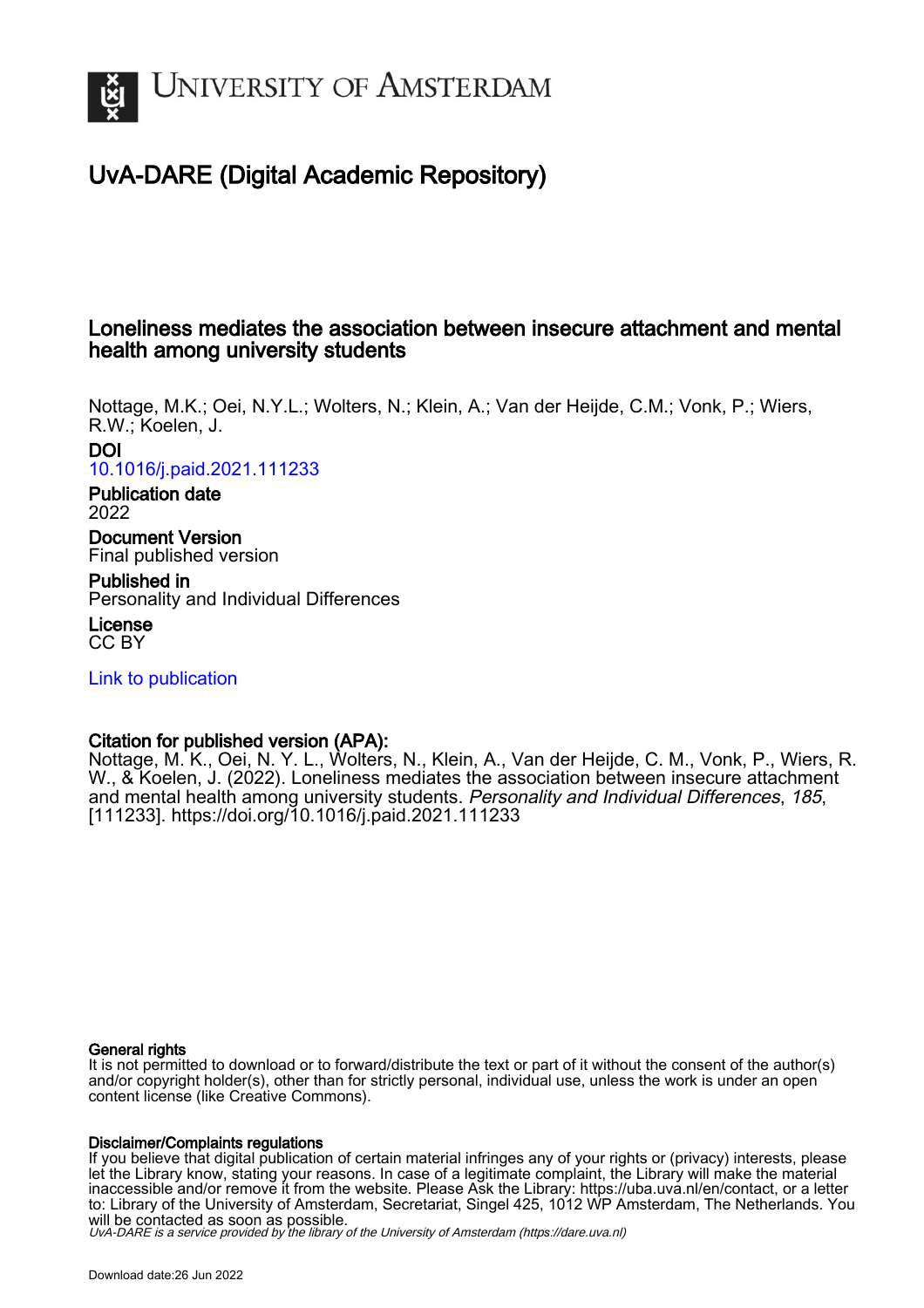# University of Amsterdam

## UvA-DARE (Digital Academic Repository)

### Loneliness mediates the association between insecure attachment and mental health among university students

Nottage, M.K.; Oei, N.Y.L.; Wolters, N.; Klein, A.; Van der Heijde, C.M.; Vonk, P.; Wiers, R.W.; Koelen, J.

**DOI**
10.1016/j.paid.2021.111233

**Publication date**
2022

**Document Version**
Final published version

**Published in**
Personality and Individual Differences

**License**
CC BY

Link to publication

**Citation for published version (APA):**
Nottage, M. K., Oei, N. Y. L., Wolters, N., Klein, A., Van der Heijde, C. M., Vonk, P., Wiers, R. W., & Koelen, J. (2022). Loneliness mediates the association between insecure attachment and mental health among university students. *Personality and Individual Differences*, *185*, [111233]. https://doi.org/10.1016/j.paid.2021.111233

**General rights**
It is not permitted to download or to forward/distribute the text or part of it without the consent of the author(s) and/or copyright holder(s), other than for strictly personal, individual use, unless the work is under an open content license (like Creative Commons).

**Disclaimer/Complaints regulations**
If you believe that digital publication of certain material infringes any of your rights or (privacy) interests, please let the Library know, stating your reasons. In case of a legitimate complaint, the Library will make the material inaccessible and/or remove it from the website. Please Ask the Library: https://uba.uva.nl/en/contact, or a letter to: Library of the University of Amsterdam, Secretariat, Singel 425, 1012 WP Amsterdam, The Netherlands. You will be contacted as soon as possible.

*UvA-DARE is a service provided by the library of the University of Amsterdam (https://dare.uva.nl)*

Download date:26 Jun 2022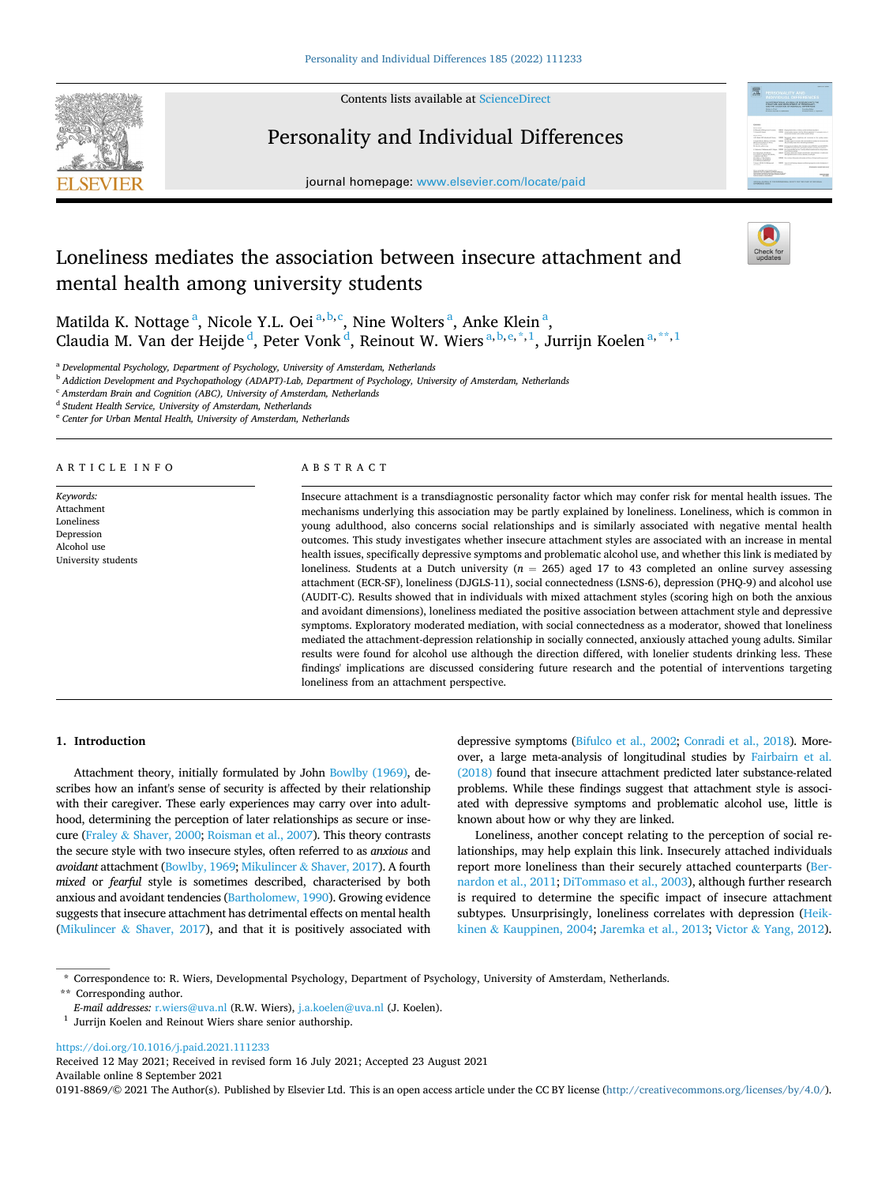# Loneliness mediates the association between insecure attachment and mental health among university students

Matilda K. Nottage [a], Nicole Y.L. Oei [a,b,c], Nine Wolters [a], Anke Klein [a], Claudia M. Van der Heijde [d], Peter Vonk [d], Reinout W. Wiers [a,b,e,*,1], Jurrijn Koelen [a,**,1]

[a] Developmental Psychology, Department of Psychology, University of Amsterdam, Netherlands
[b] Addiction Development and Psychopathology (ADAPT)-Lab, Department of Psychology, University of Amsterdam, Netherlands
[c] Amsterdam Brain and Cognition (ABC), University of Amsterdam, Netherlands
[d] Student Health Service, University of Amsterdam, Netherlands
[e] Center for Urban Mental Health, University of Amsterdam, Netherlands

## ARTICLE INFO

*Keywords:*
Attachment
Loneliness
Depression
Alcohol use
University students

## ABSTRACT

Insecure attachment is a transdiagnostic personality factor which may confer risk for mental health issues. The mechanisms underlying this association may be partly explained by loneliness. Loneliness, which is common in young adulthood, also concerns social relationships and is similarly associated with negative mental health outcomes. This study investigates whether insecure attachment styles are associated with an increase in mental health issues, specifically depressive symptoms and problematic alcohol use, and whether this link is mediated by loneliness. Students at a Dutch university ($n$ = 265) aged 17 to 43 completed an online survey assessing attachment (ECR-SF), loneliness (DJGLS-11), social connectedness (LSNS-6), depression (PHQ-9) and alcohol use (AUDIT-C). Results showed that in individuals with mixed attachment styles (scoring high on both the anxious and avoidant dimensions), loneliness mediated the positive association between attachment style and depressive symptoms. Exploratory moderated mediation, with social connectedness as a moderator, showed that loneliness mediated the attachment-depression relationship in socially connected, anxiously attached young adults. Similar results were found for alcohol use although the direction differed, with lonelier students drinking less. These findings' implications are discussed considering future research and the potential of interventions targeting loneliness from an attachment perspective.

## 1. Introduction

Attachment theory, initially formulated by John Bowlby (1969), describes how an infant's sense of security is affected by their relationship with their caregiver. These early experiences may carry over into adulthood, determining the perception of later relationships as secure or insecure (Fraley & Shaver, 2000; Roisman et al., 2007). This theory contrasts the secure style with two insecure styles, often referred to as *anxious* and *avoidant* attachment (Bowlby, 1969; Mikulincer & Shaver, 2017). A fourth *mixed* or *fearful* style is sometimes described, characterised by both anxious and avoidant tendencies (Bartholomew, 1990). Growing evidence suggests that insecure attachment has detrimental effects on mental health (Mikulincer & Shaver, 2017), and that it is positively associated with depressive symptoms (Bifulco et al., 2002; Conradi et al., 2018). Moreover, a large meta-analysis of longitudinal studies by Fairbairn et al. (2018) found that insecure attachment predicted later substance-related problems. While these findings suggest that attachment style is associated with depressive symptoms and problematic alcohol use, little is known about how or why they are linked.

Loneliness, another concept relating to the perception of social relationships, may help explain this link. Insecurely attached individuals report more loneliness than their securely attached counterparts (Bernardon et al., 2011; DiTommaso et al., 2003), although further research is required to determine the specific impact of insecure attachment subtypes. Unsurprisingly, loneliness correlates with depression (Heikkinen & Kauppinen, 2004; Jaremka et al., 2013; Victor & Yang, 2012).

\* Correspondence to: R. Wiers, Developmental Psychology, Department of Psychology, University of Amsterdam, Netherlands.
\*\* Corresponding author.
*E-mail addresses:* r.wiers@uva.nl (R.W. Wiers), j.a.koelen@uva.nl (J. Koelen).
[1] Jurrijn Koelen and Reinout Wiers share senior authorship.

https://doi.org/10.1016/j.paid.2021.111233
Received 12 May 2021; Received in revised form 16 July 2021; Accepted 23 August 2021
Available online 8 September 2021
0191-8869/© 2021 The Author(s). Published by Elsevier Ltd. This is an open access article under the CC BY license (http://creativecommons.org/licenses/by/4.0/).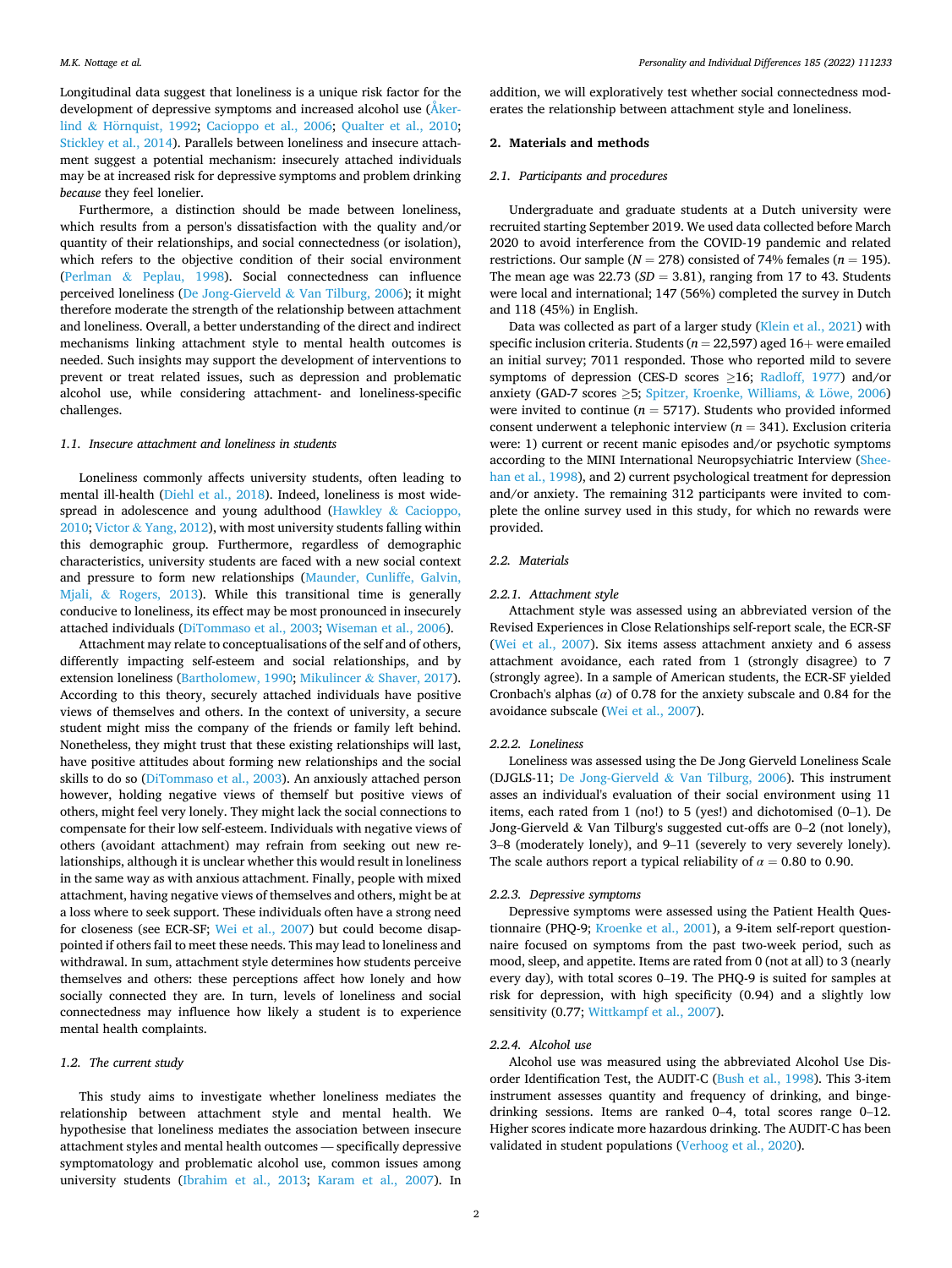Longitudinal data suggest that loneliness is a unique risk factor for the development of depressive symptoms and increased alcohol use (Åkerlind & Hörnquist, 1992; Cacioppo et al., 2006; Qualter et al., 2010; Stickley et al., 2014). Parallels between loneliness and insecure attachment suggest a potential mechanism: insecurely attached individuals may be at increased risk for depressive symptoms and problem drinking *because* they feel lonelier.

Furthermore, a distinction should be made between loneliness, which results from a person's dissatisfaction with the quality and/or quantity of their relationships, and social connectedness (or isolation), which refers to the objective condition of their social environment (Perlman & Peplau, 1998). Social connectedness can influence perceived loneliness (De Jong-Gierveld & Van Tilburg, 2006); it might therefore moderate the strength of the relationship between attachment and loneliness. Overall, a better understanding of the direct and indirect mechanisms linking attachment style to mental health outcomes is needed. Such insights may support the development of interventions to prevent or treat related issues, such as depression and problematic alcohol use, while considering attachment- and loneliness-specific challenges.

### 1.1. Insecure attachment and loneliness in students

Loneliness commonly affects university students, often leading to mental ill-health (Diehl et al., 2018). Indeed, loneliness is most widespread in adolescence and young adulthood (Hawkley & Cacioppo, 2010; Victor & Yang, 2012), with most university students falling within this demographic group. Furthermore, regardless of demographic characteristics, university students are faced with a new social context and pressure to form new relationships (Maunder, Cunliffe, Galvin, Mjali, & Rogers, 2013). While this transitional time is generally conducive to loneliness, its effect may be most pronounced in insecurely attached individuals (DiTommaso et al., 2003; Wiseman et al., 2006).

Attachment may relate to conceptualisations of the self and of others, differently impacting self-esteem and social relationships, and by extension loneliness (Bartholomew, 1990; Mikulincer & Shaver, 2017). According to this theory, securely attached individuals have positive views of themselves and others. In the context of university, a secure student might miss the company of the friends or family left behind. Nonetheless, they might trust that these existing relationships will last, have positive attitudes about forming new relationships and the social skills to do so (DiTommaso et al., 2003). An anxiously attached person however, holding negative views of themself but positive views of others, might feel very lonely. They might lack the social connections to compensate for their low self-esteem. Individuals with negative views of others (avoidant attachment) may refrain from seeking out new relationships, although it is unclear whether this would result in loneliness in the same way as with anxious attachment. Finally, people with mixed attachment, having negative views of themselves and others, might be at a loss where to seek support. These individuals often have a strong need for closeness (see ECR-SF; Wei et al., 2007) but could become disappointed if others fail to meet these needs. This may lead to loneliness and withdrawal. In sum, attachment style determines how students perceive themselves and others: these perceptions affect how lonely and how socially connected they are. In turn, levels of loneliness and social connectedness may influence how likely a student is to experience mental health complaints.

### 1.2. The current study

This study aims to investigate whether loneliness mediates the relationship between attachment style and mental health. We hypothesise that loneliness mediates the association between insecure attachment styles and mental health outcomes — specifically depressive symptomatology and problematic alcohol use, common issues among university students (Ibrahim et al., 2013; Karam et al., 2007). In addition, we will exploratively test whether social connectedness moderates the relationship between attachment style and loneliness.

## 2. Materials and methods

### 2.1. Participants and procedures

Undergraduate and graduate students at a Dutch university were recruited starting September 2019. We used data collected before March 2020 to avoid interference from the COVID-19 pandemic and related restrictions. Our sample ($N = 278$) consisted of 74% females ($n = 195$). The mean age was 22.73 ($SD = 3.81$), ranging from 17 to 43. Students were local and international; 147 (56%) completed the survey in Dutch and 118 (45%) in English.

Data was collected as part of a larger study (Klein et al., 2021) with specific inclusion criteria. Students ($n = 22{,}597$) aged 16+ were emailed an initial survey; 7011 responded. Those who reported mild to severe symptoms of depression (CES-D scores ≥16; Radloff, 1977) and/or anxiety (GAD-7 scores ≥5; Spitzer, Kroenke, Williams, & Löwe, 2006) were invited to continue ($n = 5717$). Students who provided informed consent underwent a telephonic interview ($n = 341$). Exclusion criteria were: 1) current or recent manic episodes and/or psychotic symptoms according to the MINI International Neuropsychiatric Interview (Sheehan et al., 1998), and 2) current psychological treatment for depression and/or anxiety. The remaining 312 participants were invited to complete the online survey used in this study, for which no rewards were provided.

### 2.2. Materials

#### 2.2.1. Attachment style

Attachment style was assessed using an abbreviated version of the Revised Experiences in Close Relationships self-report scale, the ECR-SF (Wei et al., 2007). Six items assess attachment anxiety and 6 assess attachment avoidance, each rated from 1 (strongly disagree) to 7 (strongly agree). In a sample of American students, the ECR-SF yielded Cronbach's alphas ($\alpha$) of 0.78 for the anxiety subscale and 0.84 for the avoidance subscale (Wei et al., 2007).

#### 2.2.2. Loneliness

Loneliness was assessed using the De Jong Gierveld Loneliness Scale (DJGLS-11; De Jong-Gierveld & Van Tilburg, 2006). This instrument asses an individual's evaluation of their social environment using 11 items, each rated from 1 (no!) to 5 (yes!) and dichotomised (0–1). De Jong-Gierveld & Van Tilburg's suggested cut-offs are 0–2 (not lonely), 3–8 (moderately lonely), and 9–11 (severely to very severely lonely). The scale authors report a typical reliability of $\alpha = 0.80$ to 0.90.

#### 2.2.3. Depressive symptoms

Depressive symptoms were assessed using the Patient Health Questionnaire (PHQ-9; Kroenke et al., 2001), a 9-item self-report questionnaire focused on symptoms from the past two-week period, such as mood, sleep, and appetite. Items are rated from 0 (not at all) to 3 (nearly every day), with total scores 0–19. The PHQ-9 is suited for samples at risk for depression, with high specificity (0.94) and a slightly low sensitivity (0.77; Wittkampf et al., 2007).

#### 2.2.4. Alcohol use

Alcohol use was measured using the abbreviated Alcohol Use Disorder Identification Test, the AUDIT-C (Bush et al., 1998). This 3-item instrument assesses quantity and frequency of drinking, and binge-drinking sessions. Items are ranked 0–4, total scores range 0–12. Higher scores indicate more hazardous drinking. The AUDIT-C has been validated in student populations (Verhoog et al., 2020).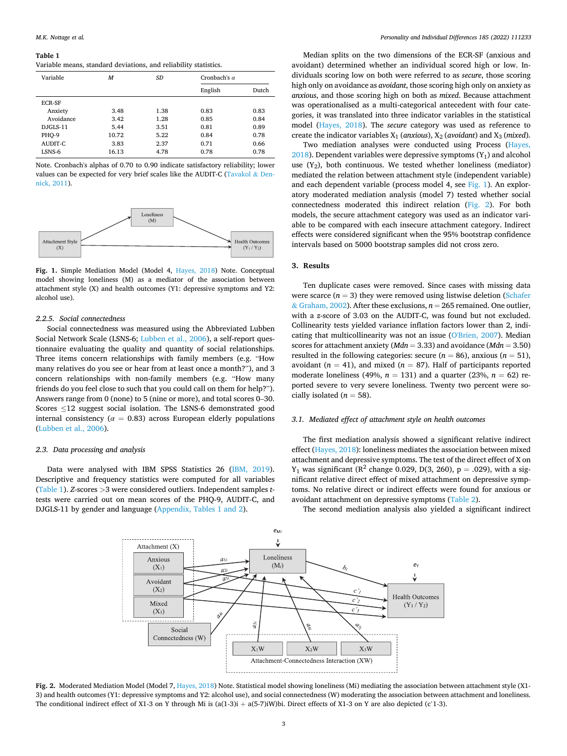**Table 1**
Variable means, standard deviations, and reliability statistics.

| Variable | *M* | *SD* | Cronbach's α | |
|---|---|---|---|---|
| | | | English | Dutch |
| ECR-SF | | | | |
| Anxiety | 3.48 | 1.38 | 0.83 | 0.83 |
| Avoidance | 3.42 | 1.28 | 0.85 | 0.84 |
| DJGLS-11 | 5.44 | 3.51 | 0.81 | 0.89 |
| PHQ-9 | 10.72 | 5.22 | 0.84 | 0.78 |
| AUDIT-C | 3.83 | 2.37 | 0.71 | 0.66 |
| LSNS-6 | 16.13 | 4.78 | 0.78 | 0.78 |

Note. Cronbach's alphas of 0.70 to 0.90 indicate satisfactory reliability; lower values can be expected for very brief scales like the AUDIT-C (Tavakol & Dennick, 2011).

**Fig. 1.** Simple Mediation Model (Model 4, Hayes, 2018) Note. Conceptual model showing loneliness (M) as a mediator of the association between attachment style (X) and health outcomes (Y1: depressive symptoms and Y2: alcohol use).

### 2.2.5. Social connectedness

Social connectedness was measured using the Abbreviated Lubben Social Network Scale (LSNS-6; Lubben et al., 2006), a self-report questionnaire evaluating the quality and quantity of social relationships. Three items concern relationships with family members (e.g. "How many relatives do you see or hear from at least once a month?"), and 3 concern relationships with non-family members (e.g. "How many friends do you feel close to such that you could call on them for help?"). Answers range from 0 (none) to 5 (nine or more), and total scores 0–30. Scores ≤12 suggest social isolation. The LSNS-6 demonstrated good internal consistency ($\alpha$ = 0.83) across European elderly populations (Lubben et al., 2006).

## 2.3. Data processing and analysis

Data were analysed with IBM SPSS Statistics 26 (IBM, 2019). Descriptive and frequency statistics were computed for all variables (Table 1). *Z*-scores >3 were considered outliers. Independent samples *t*-tests were carried out on mean scores of the PHQ-9, AUDIT-C, and DJGLS-11 by gender and language (Appendix, Tables 1 and 2).

Median splits on the two dimensions of the ECR-SF (anxious and avoidant) determined whether an individual scored high or low. Individuals scoring low on both were referred to as *secure*, those scoring high only on avoidance as *avoidant*, those scoring high only on anxiety as *anxious*, and those scoring high on both as *mixed*. Because attachment was operationalised as a multi-categorical antecedent with four categories, it was translated into three indicator variables in the statistical model (Hayes, 2018). The *secure* category was used as reference to create the indicator variables $X_1$ (*anxious*), $X_2$ (*avoidant*) and $X_3$ (*mixed*).

Two mediation analyses were conducted using Process (Hayes, 2018). Dependent variables were depressive symptoms ($Y_1$) and alcohol use ($Y_2$), both continuous. We tested whether loneliness (mediator) mediated the relation between attachment style (independent variable) and each dependent variable (process model 4, see Fig. 1). An exploratory moderated mediation analysis (model 7) tested whether social connectedness moderated this indirect relation (Fig. 2). For both models, the secure attachment category was used as an indicator variable to be compared with each insecure attachment category. Indirect effects were considered significant when the 95% bootstrap confidence intervals based on 5000 bootstrap samples did not cross zero.

# 3. Results

Ten duplicate cases were removed. Since cases with missing data were scarce ($n$ = 3) they were removed using listwise deletion (Schafer & Graham, 2002). After these exclusions, $n$ = 265 remained. One outlier, with a *z*-score of 3.03 on the AUDIT-C, was found but not excluded. Collinearity tests yielded variance inflation factors lower than 2, indicating that multicollinearity was not an issue (O'Brien, 2007). Median scores for attachment anxiety (*Mdn* = 3.33) and avoidance (*Mdn* = 3.50) resulted in the following categories: secure ($n$ = 86), anxious ($n$ = 51), avoidant ($n$ = 41), and mixed ($n$ = 87). Half of participants reported moderate loneliness (49%, $n$ = 131) and a quarter (23%, $n$ = 62) reported severe to very severe loneliness. Twenty two percent were socially isolated ($n$ = 58).

## 3.1. Mediated effect of attachment style on health outcomes

The first mediation analysis showed a significant relative indirect effect (Hayes, 2018): loneliness mediates the association between mixed attachment and depressive symptoms. The test of the direct effect of X on $Y_1$ was significant ($R^2$ change 0.029, D(3, 260), p = .029), with a significant relative direct effect of mixed attachment on depressive symptoms. No relative direct or indirect effects were found for anxious or avoidant attachment on depressive symptoms (Table 2).

The second mediation analysis also yielded a significant indirect

**Fig. 2.** Moderated Mediation Model (Model 7, Hayes, 2018) Note. Statistical model showing loneliness (Mi) mediating the association between attachment style (X1-3) and health outcomes (Y1: depressive symptoms and Y2: alcohol use), and social connectedness (W) moderating the association between attachment and loneliness. The conditional indirect effect of X1-3 on Y through Mi is (a(1-3)i + a(5-7)iW)bi. Direct effects of X1-3 on Y are also depicted (c'1-3).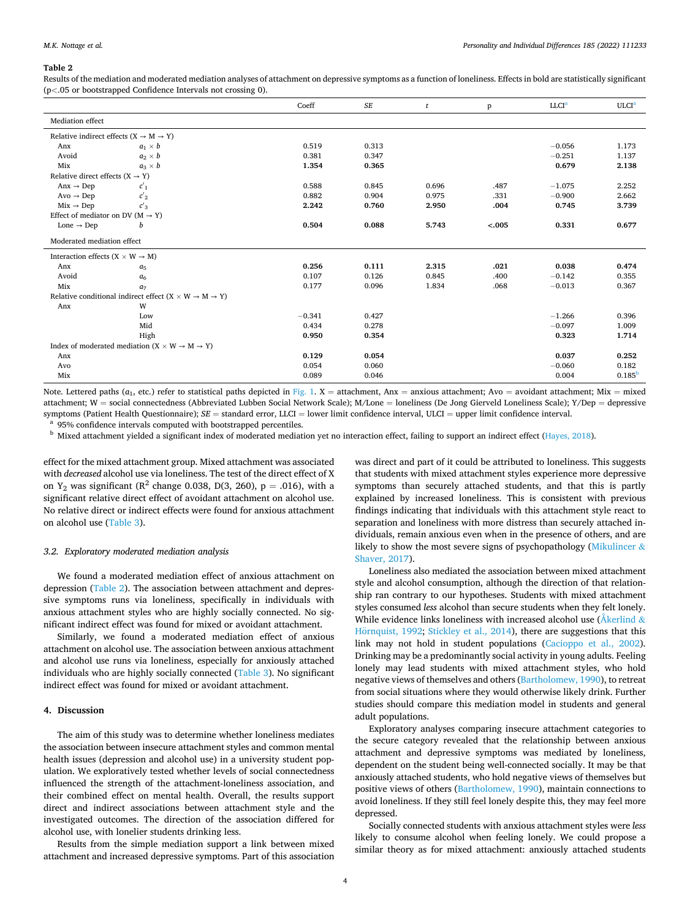**Table 2**

Results of the mediation and moderated mediation analyses of attachment on depressive symptoms as a function of loneliness. Effects in bold are statistically significant (p<.05 or bootstrapped Confidence Intervals not crossing 0).

| | | Coeff | *SE* | *t* | p | LLCI[a] | ULCI[a] |
|---|---|---|---|---|---|---|---|
| Mediation effect | | | | | | | |
| Relative indirect effects (X → M → Y) | | | | | | | |
| Anx | $a_1 \times b$ | 0.519 | 0.313 | | | −0.056 | 1.173 |
| Avoid | $a_2 \times b$ | 0.381 | 0.347 | | | −0.251 | 1.137 |
| Mix | $a_3 \times b$ | **1.354** | **0.365** | | | **0.679** | **2.138** |
| Relative direct effects (X → Y) | | | | | | | |
| Anx → Dep | $c'_1$ | 0.588 | 0.845 | 0.696 | .487 | −1.075 | 2.252 |
| Avo → Dep | $c'_2$ | 0.882 | 0.904 | 0.975 | .331 | −0.900 | 2.662 |
| Mix → Dep | $c'_3$ | **2.242** | **0.760** | **2.950** | **.004** | **0.745** | **3.739** |
| Effect of mediator on DV (M → Y) | | | | | | | |
| Lone → Dep | $b$ | **0.504** | **0.088** | **5.743** | **<.005** | **0.331** | **0.677** |
| Moderated mediation effect | | | | | | | |
| Interaction effects (X × W → M) | | | | | | | |
| Anx | $a_5$ | **0.256** | **0.111** | **2.315** | **.021** | **0.038** | **0.474** |
| Avoid | $a_6$ | 0.107 | 0.126 | 0.845 | .400 | −0.142 | 0.355 |
| Mix | $a_7$ | 0.177 | 0.096 | 1.834 | .068 | −0.013 | 0.367 |
| Relative conditional indirect effect (X × W → M → Y) | | | | | | | |
| Anx | W | | | | | | |
| | Low | −0.341 | 0.427 | | | −1.266 | 0.396 |
| | Mid | 0.434 | 0.278 | | | −0.097 | 1.009 |
| | High | **0.950** | **0.354** | | | **0.323** | **1.714** |
| Index of moderated mediation (X × W → M → Y) | | | | | | | |
| Anx | | **0.129** | **0.054** | | | **0.037** | **0.252** |
| Avo | | 0.054 | 0.060 | | | −0.060 | 0.182 |
| Mix | | 0.089 | 0.046 | | | 0.004 | 0.185[b] |

Note. Lettered paths ($a_1$, etc.) refer to statistical paths depicted in Fig. 1. X = attachment, Anx = anxious attachment; Avo = avoidant attachment; Mix = mixed attachment; W = social connectedness (Abbreviated Lubben Social Network Scale); M/Lone = loneliness (De Jong Gierveld Loneliness Scale); Y/Dep = depressive symptoms (Patient Health Questionnaire); *SE* = standard error, LLCI = lower limit confidence interval, ULCI = upper limit confidence interval.

[a] 95% confidence intervals computed with bootstrapped percentiles.

[b] Mixed attachment yielded a significant index of moderated mediation yet no interaction effect, failing to support an indirect effect (Hayes, 2018).

effect for the mixed attachment group. Mixed attachment was associated with *decreased* alcohol use via loneliness. The test of the direct effect of X on $Y_2$ was significant ($R^2$ change 0.038, D(3, 260), p = .016), with a significant relative direct effect of avoidant attachment on alcohol use. No relative direct or indirect effects were found for anxious attachment on alcohol use (Table 3).

### 3.2. Exploratory moderated mediation analysis

We found a moderated mediation effect of anxious attachment on depression (Table 2). The association between attachment and depressive symptoms runs via loneliness, specifically in individuals with anxious attachment styles who are highly socially connected. No significant indirect effect was found for mixed or avoidant attachment.

Similarly, we found a moderated mediation effect of anxious attachment on alcohol use. The association between anxious attachment and alcohol use runs via loneliness, especially for anxiously attached individuals who are highly socially connected (Table 3). No significant indirect effect was found for mixed or avoidant attachment.

## 4. Discussion

The aim of this study was to determine whether loneliness mediates the association between insecure attachment styles and common mental health issues (depression and alcohol use) in a university student population. We exploratively tested whether levels of social connectedness influenced the strength of the attachment-loneliness association, and their combined effect on mental health. Overall, the results support direct and indirect associations between attachment style and the investigated outcomes. The direction of the association differed for alcohol use, with lonelier students drinking less.

Results from the simple mediation support a link between mixed attachment and increased depressive symptoms. Part of this association was direct and part of it could be attributed to loneliness. This suggests that students with mixed attachment styles experience more depressive symptoms than securely attached students, and that this is partly explained by increased loneliness. This is consistent with previous findings indicating that individuals with this attachment style react to separation and loneliness with more distress than securely attached individuals, remain anxious even when in the presence of others, and are likely to show the most severe signs of psychopathology (Mikulincer & Shaver, 2017).

Loneliness also mediated the association between mixed attachment style and alcohol consumption, although the direction of that relationship ran contrary to our hypotheses. Students with mixed attachment styles consumed *less* alcohol than secure students when they felt lonely. While evidence links loneliness with increased alcohol use (Åkerlind & Hörnquist, 1992; Stickley et al., 2014), there are suggestions that this link may not hold in student populations (Cacioppo et al., 2002). Drinking may be a predominantly social activity in young adults. Feeling lonely may lead students with mixed attachment styles, who hold negative views of themselves and others (Bartholomew, 1990), to retreat from social situations where they would otherwise likely drink. Further studies should compare this mediation model in students and general adult populations.

Exploratory analyses comparing insecure attachment categories to the secure category revealed that the relationship between anxious attachment and depressive symptoms was mediated by loneliness, dependent on the student being well-connected socially. It may be that anxiously attached students, who hold negative views of themselves but positive views of others (Bartholomew, 1990), maintain connections to avoid loneliness. If they still feel lonely despite this, they may feel more depressed.

Socially connected students with anxious attachment styles were *less* likely to consume alcohol when feeling lonely. We could propose a similar theory as for mixed attachment: anxiously attached students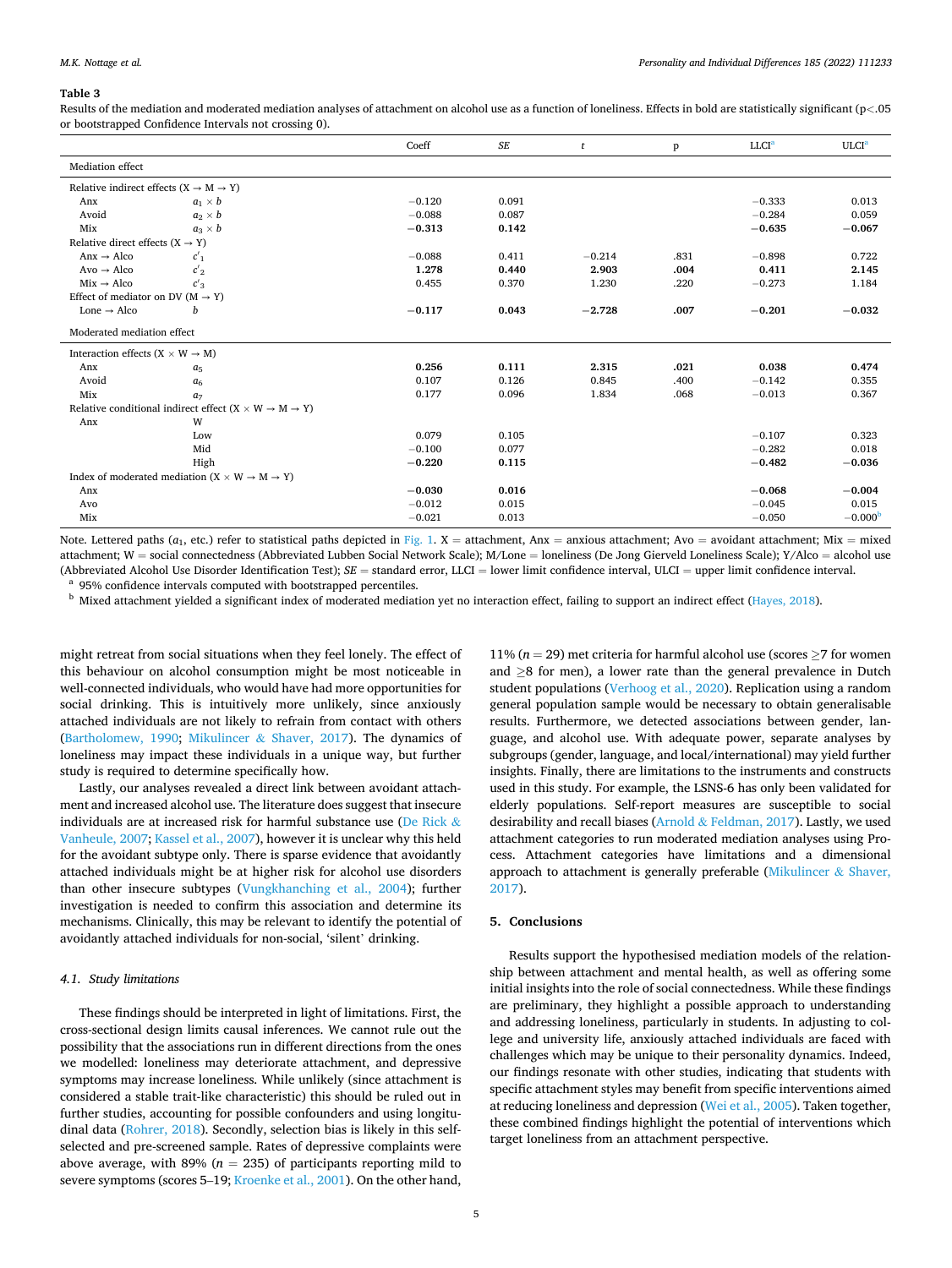**Table 3**

Results of the mediation and moderated mediation analyses of attachment on alcohol use as a function of loneliness. Effects in bold are statistically significant (p<.05 or bootstrapped Confidence Intervals not crossing 0).

| | | Coeff | *SE* | *t* | p | LLCI[a] | ULCI[a] |
|---|---|---|---|---|---|---|---|
| Mediation effect | | | | | | | |
| Relative indirect effects (X → M → Y) | | | | | | | |
| Anx | $a_1 \times b$ | −0.120 | 0.091 | | | −0.333 | 0.013 |
| Avoid | $a_2 \times b$ | −0.088 | 0.087 | | | −0.284 | 0.059 |
| Mix | $a_3 \times b$ | **−0.313** | **0.142** | | | **−0.635** | **−0.067** |
| Relative direct effects (X → Y) | | | | | | | |
| Anx → Alco | $c'_1$ | −0.088 | 0.411 | −0.214 | .831 | −0.898 | 0.722 |
| Avo → Alco | $c'_2$ | **1.278** | **0.440** | **2.903** | **.004** | **0.411** | **2.145** |
| Mix → Alco | $c'_3$ | 0.455 | 0.370 | 1.230 | .220 | −0.273 | 1.184 |
| Effect of mediator on DV (M → Y) | | | | | | | |
| Lone → Alco | $b$ | **−0.117** | **0.043** | **−2.728** | **.007** | **−0.201** | **−0.032** |
| Moderated mediation effect | | | | | | | |
| Interaction effects (X × W → M) | | | | | | | |
| Anx | $a_5$ | **0.256** | **0.111** | **2.315** | **.021** | **0.038** | **0.474** |
| Avoid | $a_6$ | 0.107 | 0.126 | 0.845 | .400 | −0.142 | 0.355 |
| Mix | $a_7$ | 0.177 | 0.096 | 1.834 | .068 | −0.013 | 0.367 |
| Relative conditional indirect effect (X × W → M → Y) | | | | | | | |
| Anx | W | | | | | | |
| | Low | 0.079 | 0.105 | | | −0.107 | 0.323 |
| | Mid | −0.100 | 0.077 | | | −0.282 | 0.018 |
| | High | **−0.220** | **0.115** | | | **−0.482** | **−0.036** |
| Index of moderated mediation (X × W → M → Y) | | | | | | | |
| Anx | | **−0.030** | **0.016** | | | **−0.068** | **−0.004** |
| Avo | | −0.012 | 0.015 | | | −0.045 | 0.015 |
| Mix | | −0.021 | 0.013 | | | −0.050 | −0.000[b] |

Note. Lettered paths ($a_1$, etc.) refer to statistical paths depicted in Fig. 1. X = attachment, Anx = anxious attachment; Avo = avoidant attachment; Mix = mixed attachment; W = social connectedness (Abbreviated Lubben Social Network Scale); M/Lone = loneliness (De Jong Gierveld Loneliness Scale); Y/Alco = alcohol use (Abbreviated Alcohol Use Disorder Identification Test); *SE* = standard error, LLCI = lower limit confidence interval, ULCI = upper limit confidence interval.

[a] 95% confidence intervals computed with bootstrapped percentiles.

[b] Mixed attachment yielded a significant index of moderated mediation yet no interaction effect, failing to support an indirect effect (Hayes, 2018).

might retreat from social situations when they feel lonely. The effect of this behaviour on alcohol consumption might be most noticeable in well-connected individuals, who would have had more opportunities for social drinking. This is intuitively more unlikely, since anxiously attached individuals are not likely to refrain from contact with others (Bartholomew, 1990; Mikulincer & Shaver, 2017). The dynamics of loneliness may impact these individuals in a unique way, but further study is required to determine specifically how.

Lastly, our analyses revealed a direct link between avoidant attachment and increased alcohol use. The literature does suggest that insecure individuals are at increased risk for harmful substance use (De Rick & Vanheule, 2007; Kassel et al., 2007), however it is unclear why this held for the avoidant subtype only. There is sparse evidence that avoidantly attached individuals might be at higher risk for alcohol use disorders than other insecure subtypes (Vungkhanching et al., 2004); further investigation is needed to confirm this association and determine its mechanisms. Clinically, this may be relevant to identify the potential of avoidantly attached individuals for non-social, 'silent' drinking.

### 4.1. Study limitations

These findings should be interpreted in light of limitations. First, the cross-sectional design limits causal inferences. We cannot rule out the possibility that the associations run in different directions from the ones we modelled: loneliness may deteriorate attachment, and depressive symptoms may increase loneliness. While unlikely (since attachment is considered a stable trait-like characteristic) this should be ruled out in further studies, accounting for possible confounders and using longitudinal data (Rohrer, 2018). Secondly, selection bias is likely in this self-selected and pre-screened sample. Rates of depressive complaints were above average, with 89% ($n = 235$) of participants reporting mild to severe symptoms (scores 5–19; Kroenke et al., 2001). On the other hand, 11% ($n = 29$) met criteria for harmful alcohol use (scores ≥7 for women and ≥8 for men), a lower rate than the general prevalence in Dutch student populations (Verhoog et al., 2020). Replication using a random general population sample would be necessary to obtain generalisable results. Furthermore, we detected associations between gender, language, and alcohol use. With adequate power, separate analyses by subgroups (gender, language, and local/international) may yield further insights. Finally, there are limitations to the instruments and constructs used in this study. For example, the LSNS-6 has only been validated for elderly populations. Self-report measures are susceptible to social desirability and recall biases (Arnold & Feldman, 2017). Lastly, we used attachment categories to run moderated mediation analyses using Process. Attachment categories have limitations and a dimensional approach to attachment is generally preferable (Mikulincer & Shaver, 2017).

## 5. Conclusions

Results support the hypothesised mediation models of the relationship between attachment and mental health, as well as offering some initial insights into the role of social connectedness. While these findings are preliminary, they highlight a possible approach to understanding and addressing loneliness, particularly in students. In adjusting to college and university life, anxiously attached individuals are faced with challenges which may be unique to their personality dynamics. Indeed, our findings resonate with other studies, indicating that students with specific attachment styles may benefit from specific interventions aimed at reducing loneliness and depression (Wei et al., 2005). Taken together, these combined findings highlight the potential of interventions which target loneliness from an attachment perspective.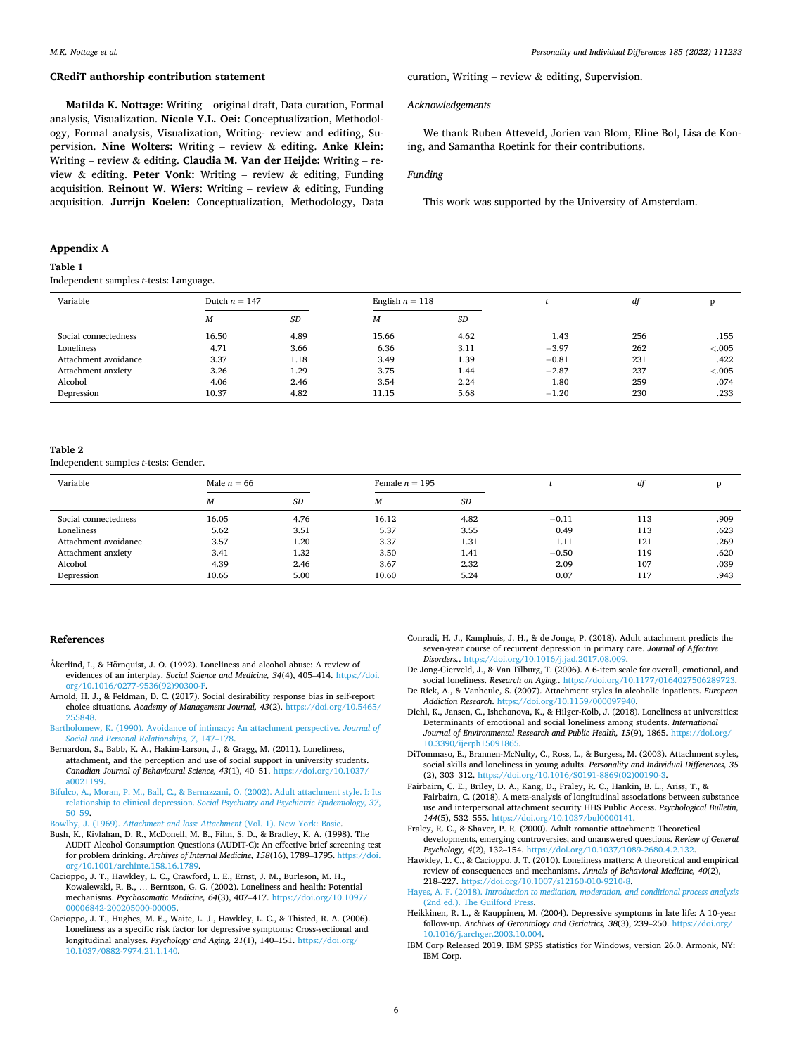## CRediT authorship contribution statement

**Matilda K. Nottage:** Writing – original draft, Data curation, Formal analysis, Visualization. **Nicole Y.L. Oei:** Conceptualization, Methodology, Formal analysis, Visualization, Writing- review and editing, Supervision. **Nine Wolters:** Writing – review & editing. **Anke Klein:** Writing – review & editing. **Claudia M. Van der Heijde:** Writing – review & editing. **Peter Vonk:** Writing – review & editing, Funding acquisition. **Reinout W. Wiers:** Writing – review & editing, Funding acquisition. **Jurrijn Koelen:** Conceptualization, Methodology, Data curation, Writing – review & editing, Supervision.

### Acknowledgements

We thank Ruben Atteveld, Jorien van Blom, Eline Bol, Lisa de Koning, and Samantha Roetink for their contributions.

### Funding

This work was supported by the University of Amsterdam.

## Appendix A

**Table 1**
Independent samples *t*-tests: Language.

| Variable | Dutch $n = 147$ | | English $n = 118$ | | *t* | *df* | p |
|---|---|---|---|---|---|---|---|
| | *M* | *SD* | *M* | *SD* | | | |
| Social connectedness | 16.50 | 4.89 | 15.66 | 4.62 | 1.43 | 256 | .155 |
| Loneliness | 4.71 | 3.66 | 6.36 | 3.11 | −3.97 | 262 | <.005 |
| Attachment avoidance | 3.37 | 1.18 | 3.49 | 1.39 | −0.81 | 231 | .422 |
| Attachment anxiety | 3.26 | 1.29 | 3.75 | 1.44 | −2.87 | 237 | <.005 |
| Alcohol | 4.06 | 2.46 | 3.54 | 2.24 | 1.80 | 259 | .074 |
| Depression | 10.37 | 4.82 | 11.15 | 5.68 | −1.20 | 230 | .233 |

**Table 2**
Independent samples *t*-tests: Gender.

| Variable | Male $n = 66$ | | Female $n = 195$ | | *t* | *df* | p |
|---|---|---|---|---|---|---|---|
| | *M* | *SD* | *M* | *SD* | | | |
| Social connectedness | 16.05 | 4.76 | 16.12 | 4.82 | −0.11 | 113 | .909 |
| Loneliness | 5.62 | 3.51 | 5.37 | 3.55 | 0.49 | 113 | .623 |
| Attachment avoidance | 3.57 | 1.20 | 3.37 | 1.31 | 1.11 | 121 | .269 |
| Attachment anxiety | 3.41 | 1.32 | 3.50 | 1.41 | −0.50 | 119 | .620 |
| Alcohol | 4.39 | 2.46 | 3.67 | 2.32 | 2.09 | 107 | .039 |
| Depression | 10.65 | 5.00 | 10.60 | 5.24 | 0.07 | 117 | .943 |

## References

Åkerlind, I., & Hörnquist, J. O. (1992). Loneliness and alcohol abuse: A review of evidences of an interplay. *Social Science and Medicine, 34*(4), 405–414. https://doi.org/10.1016/0277-9536(92)90300-F.

Arnold, H. J., & Feldman, D. C. (2017). Social desirability response bias in self-report choice situations. *Academy of Management Journal, 43*(2). https://doi.org/10.5465/255848.

Bartholomew, K. (1990). Avoidance of intimacy: An attachment perspective. *Journal of Social and Personal Relationships, 7*, 147–178.

Bernardon, S., Babb, K. A., Hakim-Larson, J., & Gragg, M. (2011). Loneliness, attachment, and the perception and use of social support in university students. *Canadian Journal of Behavioural Science, 43*(1), 40–51. https://doi.org/10.1037/a0021199.

Bifulco, A., Moran, P. M., Ball, C., & Bernazzani, O. (2002). Adult attachment style. I: Its relationship to clinical depression. *Social Psychiatry and Psychiatric Epidemiology, 37*, 50–59.

Bowlby, J. (1969). *Attachment and loss: Attachment* (Vol. 1). New York: Basic.

Bush, K., Kivlahan, D. R., McDonell, M. B., Fihn, S. D., & Bradley, K. A. (1998). The AUDIT Alcohol Consumption Questions (AUDIT-C): An effective brief screening test for problem drinking. *Archives of Internal Medicine, 158*(16), 1789–1795. https://doi.org/10.1001/archinte.158.16.1789.

Cacioppo, J. T., Hawkley, L. C., Crawford, L. E., Ernst, J. M., Burleson, M. H., Kowalewski, R. B., … Bernston, G. G. (2002). Loneliness and health: Potential mechanisms. *Psychosomatic Medicine, 64*(3), 407–417. https://doi.org/10.1097/00006842-200205000-00005.

Cacioppo, J. T., Hughes, M. E., Waite, L. J., Hawkley, L. C., & Thisted, R. A. (2006). Loneliness as a specific risk factor for depressive symptoms: Cross-sectional and longitudinal analyses. *Psychology and Aging, 21*(1), 140–151. https://doi.org/10.1037/0882-7974.21.1.140.

Conradi, H. J., Kamphuis, J. H., & de Jonge, P. (2018). Adult attachment predicts the seven-year course of recurrent depression in primary care. *Journal of Affective Disorders.*. https://doi.org/10.1016/j.jad.2017.08.009.

De Jong-Gierveld, J., & Van Tilburg, T. (2006). A 6-item scale for overall, emotional, and social loneliness. *Research on Aging.*. https://doi.org/10.1177/0164027506289723.

De Rick, A., & Vanheule, S. (2007). Attachment styles in alcoholic inpatients. *European Addiction Research*. https://doi.org/10.1159/000097940.

Diehl, K., Jansen, C., Ishchanova, K., & Hilger-Kolb, J. (2018). Loneliness at universities: Determinants of emotional and social loneliness among students. *International Journal of Environmental Research and Public Health, 15*(9), 1865. https://doi.org/10.3390/ijerph15091865.

DiTommaso, E., Brannen-McNulty, C., Ross, L., & Burgess, M. (2003). Attachment styles, social skills and loneliness in young adults. *Personality and Individual Differences, 35*(2), 303–312. https://doi.org/10.1016/S0191-8869(02)00190-3.

Fairbairn, C. E., Briley, D. A., Kang, D., Fraley, R. C., Hankin, B. L., Ariss, T., & Fairbairn, C. (2018). A meta-analysis of longitudinal associations between substance use and interpersonal attachment security HHS Public Access. *Psychological Bulletin, 144*(5), 532–555. https://doi.org/10.1037/bul0000141.

Fraley, R. C., & Shaver, P. R. (2000). Adult romantic attachment: Theoretical developments, emerging controversies, and unanswered questions. *Review of General Psychology, 4*(2), 132–154. https://doi.org/10.1037/1089-2680.4.2.132.

Hawkley, L. C., & Cacioppo, J. T. (2010). Loneliness matters: A theoretical and empirical review of consequences and mechanisms. *Annals of Behavioral Medicine, 40*(2), 218–227. https://doi.org/10.1007/s12160-010-9210-8.

Hayes, A. F. (2018). *Introduction to mediation, moderation, and conditional process analysis* (2nd ed.). The Guilford Press.

Heikkinen, R. L., & Kauppinen, M. (2004). Depressive symptoms in late life: A 10-year follow-up. *Archives of Gerontology and Geriatrics, 38*(3), 239–250. https://doi.org/10.1016/j.archger.2003.10.004.

IBM Corp Released 2019. IBM SPSS statistics for Windows, version 26.0. Armonk, NY: IBM Corp.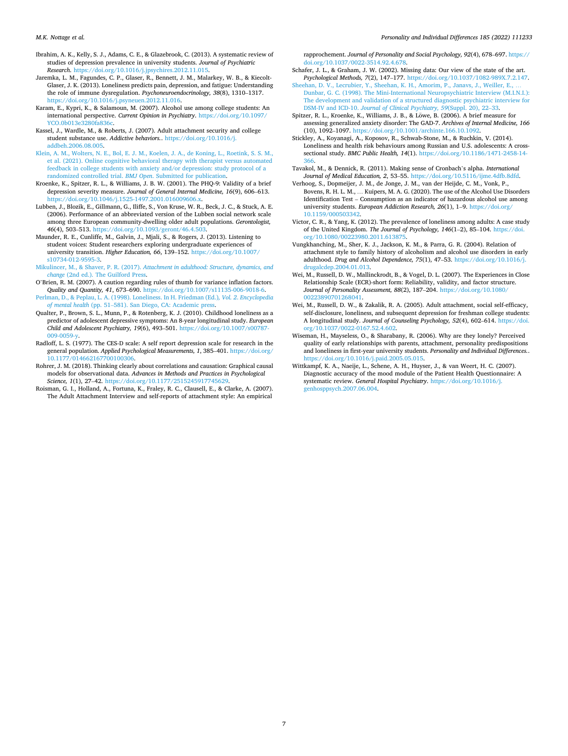Ibrahim, A. K., Kelly, S. J., Adams, C. E., & Glazebrook, C. (2013). A systematic review of studies of depression prevalence in university students. *Journal of Psychiatric Research*. https://doi.org/10.1016/j.jpsychires.2012.11.015.

Jaremka, L. M., Fagundes, C. P., Glaser, R., Bennett, J. M., Malarkey, W. B., & Kiecolt-Glaser, J. K. (2013). Loneliness predicts pain, depression, and fatigue: Understanding the role of immune dysregulation. *Psychoneuroendocrinology, 38*(8), 1310–1317. https://doi.org/10.1016/j.psyneuen.2012.11.016.

Karam, E., Kypri, K., & Salamoun, M. (2007). Alcohol use among college students: An international perspective. *Current Opinion in Psychiatry*. https://doi.org/10.1097/YCO.0b013e3280fa836c.

Kassel, J., Wardle, M., & Roberts, J. (2007). Adult attachment security and college student substance use. *Addictive behaviors.*. https://doi.org/10.1016/j.addbeh.2006.08.005.

Klein, A. M., Wolters, N. E., Bol, E. J. M., Koelen, J. A., de Koning, L., Roetink, S. S. M., et al. (2021). Online cognitive behavioral therapy with therapist versus automated feedback in college students with anxiety and/or depression: study protocol of a randomized controlled trial. *BMJ Open*. Submitted for publication.

Kroenke, K., Spitzer, R. L., & Williams, J. B. W. (2001). The PHQ-9: Validity of a brief depression severity measure. *Journal of General Internal Medicine, 16*(9), 606–613. https://doi.org/10.1046/j.1525-1497.2001.016009606.x.

Lubben, J., Blozik, E., Gillmann, G., Iliffe, S., Von Kruse, W. R., Beck, J. C., & Stuck, A. E. (2006). Performance of an abbreviated version of the Lubben social network scale among three European community-dwelling older adult populations. *Gerontologist, 46*(4), 503–513. https://doi.org/10.1093/geront/46.4.503.

Maunder, R. E., Cunliffe, M., Galvin, J., Mjali, S., & Rogers, J. (2013). Listening to student voices: Student researchers exploring undergraduate experiences of university transition. *Higher Education, 66*, 139–152. https://doi.org/10.1007/s10734-012-9595-3.

Mikulincer, M., & Shaver, P. R. (2017). *Attachment in adulthood: Structure, dynamics, and change* (2nd ed.). The Guilford Press.

O'Brien, R. M. (2007). A caution regarding rules of thumb for variance inflation factors. *Quality and Quantity, 41*, 673–690. https://doi.org/10.1007/s11135-006-9018-6.

Perlman, D., & Peplau, L. A. (1998). Loneliness. In H. Friedman (Ed.), *Vol. 2. Encyclopedia of mental health* (pp. 51–581). San Diego, CA: Academic press.

Qualter, P., Brown, S. L., Munn, P., & Rotenberg, K. J. (2010). Childhood loneliness as a predictor of adolescent depressive symptoms: An 8-year longitudinal study. *European Child and Adolescent Psychiatry, 19*(6), 493–501. https://doi.org/10.1007/s00787-009-0059-y.

Radloff, L. S. (1977). The CES-D scale: A self report depression scale for research in the general population. *Applied Psychological Measurements, 1*, 385–401. https://doi.org/10.1177/014662167700100306.

Rohrer, J. M. (2018). Thinking clearly about correlations and causation: Graphical causal models for observational data. *Advances in Methods and Practices in Psychological Science, 1*(1), 27–42. https://doi.org/10.1177/2515245917745629.

Roisman, G. I., Holland, A., Fortuna, K., Fraley, R. C., Clausell, E., & Clarke, A. (2007). The Adult Attachment Interview and self-reports of attachment style: An empirical rapprochement. *Journal of Personality and Social Psychology, 92*(4), 678–697. https://doi.org/10.1037/0022-3514.92.4.678.

Schafer, J. L., & Graham, J. W. (2002). Missing data: Our view of the state of the art. *Psychological Methods, 7*(2), 147–177. https://doi.org/10.1037/1082-989X.7.2.147.

Sheehan, D. V., Lecrubier, Y., Sheehan, K. H., Amorim, P., Janavs, J., Weiller, E., … Dunbar, G. C. (1998). The Mini-International Neuropsychiatric Interview (M.I.N.I.): The development and validation of a structured diagnostic psychiatric interview for DSM-IV and ICD-10. *Journal of Clinical Psychiatry, 59*(Suppl. 20), 22–33.

Spitzer, R. L., Kroenke, K., Williams, J. B., & Löwe, B. (2006). A brief measure for assessing generalized anxiety disorder: The GAD-7. *Archives of Internal Medicine, 166* (10), 1092–1097. https://doi.org/10.1001/archinte.166.10.1092.

Stickley, A., Koyanagi, A., Koposov, R., Schwab-Stone, M., & Ruchkin, V. (2014). Loneliness and health risk behaviours among Russian and U.S. adolescents: A cross-sectional study. *BMC Public Health, 14*(1). https://doi.org/10.1186/1471-2458-14-366.

Tavakol, M., & Dennick, R. (2011). Making sense of Cronbach's alpha. *International Journal of Medical Education, 2*, 53–55. https://doi.org/10.5116/ijme.4dfb.8dfd.

Verhoog, S., Dopmeijer, J. M., de Jonge, J. M., van der Heijde, C. M., Vonk, P., Bovens, R. H. L. M., … Kuipers, M. A. G. (2020). The use of the Alcohol Use Disorders Identification Test – Consumption as an indicator of hazardous alcohol use among university students. *European Addiction Research, 26*(1), 1–9. https://doi.org/10.1159/000503342.

Victor, C. R., & Yang, K. (2012). The prevalence of loneliness among adults: A case study of the United Kingdom. *The Journal of Psychology, 146*(1–2), 85–104. https://doi.org/10.1080/00223980.2011.613875.

Vungkhanching, M., Sher, K. J., Jackson, K. M., & Parra, G. R. (2004). Relation of attachment style to family history of alcoholism and alcohol use disorders in early adulthood. *Drug and Alcohol Dependence, 75*(1), 47–53. https://doi.org/10.1016/j.drugalcdep.2004.01.013.

Wei, M., Russell, D. W., Mallinckrodt, B., & Vogel, D. L. (2007). The Experiences in Close Relationship Scale (ECR)-short form: Reliability, validity, and factor structure. *Journal of Personality Assessment, 88*(2), 187–204. https://doi.org/10.1080/00223890701268041.

Wei, M., Russell, D. W., & Zakalik, R. A. (2005). Adult attachment, social self-efficacy, self-disclosure, loneliness, and subsequent depression for freshman college students: A longitudinal study. *Journal of Counseling Psychology, 52*(4), 602–614. https://doi.org/10.1037/0022-0167.52.4.602.

Wiseman, H., Mayseless, O., & Sharabany, R. (2006). Why are they lonely? Perceived quality of early relationships with parents, attachment, personality predispositions and loneliness in first-year university students. *Personality and Individual Differences.*. https://doi.org/10.1016/j.paid.2005.05.015.

Wittkampf, K. A., Naeije, L., Schene, A. H., Huyser, J., & van Weert, H. C. (2007). Diagnostic accuracy of the mood module of the Patient Health Questionnaire: A systematic review. *General Hospital Psychiatry*. https://doi.org/10.1016/j.genhosppsych.2007.06.004.